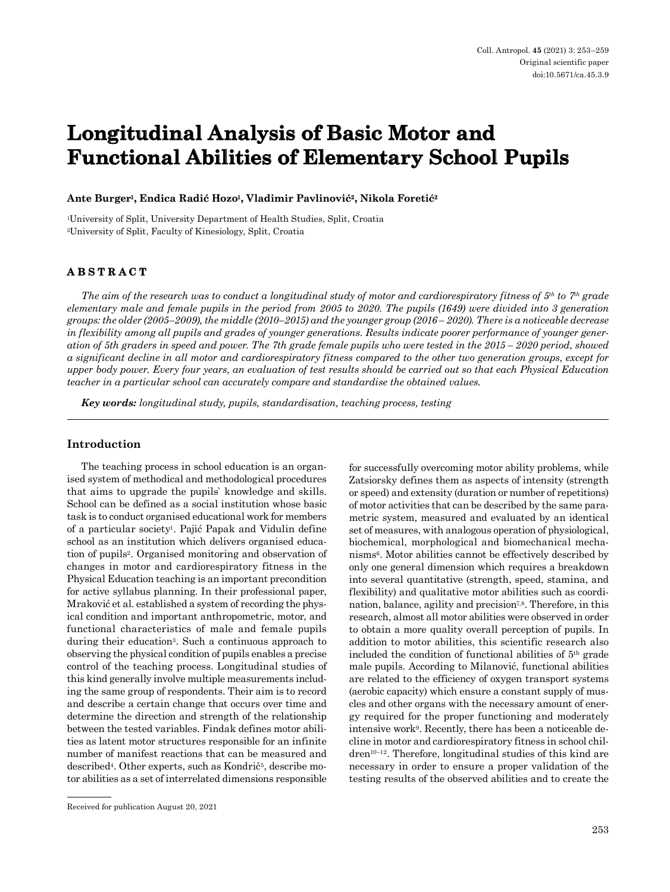# Longitudinal Analysis of Basic Motor and Functional Abilities of Elementary School Pupils

**Ante Burger[1], Endica Radić Hozo[1], Vladimir Pavlinović[2], Nikola Foretić[2]**

[1]University of Split, University Department of Health Studies, Split, Croatia
[2]University of Split, Faculty of Kinesiology, Split, Croatia

## ABSTRACT

*The aim of the research was to conduct a longitudinal study of motor and cardiorespiratory fitness of 5th to 7th grade elementary male and female pupils in the period from 2005 to 2020. The pupils (1649) were divided into 3 generation groups: the older (2005–2009), the middle (2010–2015) and the younger group (2016 – 2020). There is a noticeable decrease in flexibility among all pupils and grades of younger generations. Results indicate poorer performance of younger generation of 5th graders in speed and power. The 7th grade female pupils who were tested in the 2015 – 2020 period, showed a significant decline in all motor and cardiorespiratory fitness compared to the other two generation groups, except for upper body power. Every four years, an evaluation of test results should be carried out so that each Physical Education teacher in a particular school can accurately compare and standardise the obtained values.*

***Key words:*** *longitudinal study, pupils, standardisation, teaching process, testing*

## Introduction

The teaching process in school education is an organised system of methodical and methodological procedures that aims to upgrade the pupils` knowledge and skills. School can be defined as a social institution whose basic task is to conduct organised educational work for members of a particular society[1]. Pajić Papak and Vidulin define school as an institution which delivers organised education of pupils[2]. Organised monitoring and observation of changes in motor and cardiorespiratory fitness in the Physical Education teaching is an important precondition for active syllabus planning. In their professional paper, Mraković et al. established a system of recording the physical condition and important anthropometric, motor, and functional characteristics of male and female pupils during their education[3]. Such a continuous approach to observing the physical condition of pupils enables a precise control of the teaching process. Longitudinal studies of this kind generally involve multiple measurements including the same group of respondents. Their aim is to record and describe a certain change that occurs over time and determine the direction and strength of the relationship between the tested variables. Findak defines motor abilities as latent motor structures responsible for an infinite number of manifest reactions that can be measured and described[4]. Other experts, such as Kondrič[5], describe motor abilities as a set of interrelated dimensions responsible for successfully overcoming motor ability problems, while Zatsiorsky defines them as aspects of intensity (strength or speed) and extensity (duration or number of repetitions) of motor activities that can be described by the same parametric system, measured and evaluated by an identical set of measures, with analogous operation of physiological, biochemical, morphological and biomechanical mechanisms[6]. Motor abilities cannot be effectively described by only one general dimension which requires a breakdown into several quantitative (strength, speed, stamina, and flexibility) and qualitative motor abilities such as coordination, balance, agility and precision[7,8]. Therefore, in this research, almost all motor abilities were observed in order to obtain a more quality overall perception of pupils. In addition to motor abilities, this scientific research also included the condition of functional abilities of 5th grade male pupils. According to Milanović, functional abilities are related to the efficiency of oxygen transport systems (aerobic capacity) which ensure a constant supply of muscles and other organs with the necessary amount of energy required for the proper functioning and moderately intensive work[9]. Recently, there has been a noticeable decline in motor and cardiorespiratory fitness in school children[10–12]. Therefore, longitudinal studies of this kind are necessary in order to ensure a proper validation of the testing results of the observed abilities and to create the

Received for publication August 20, 2021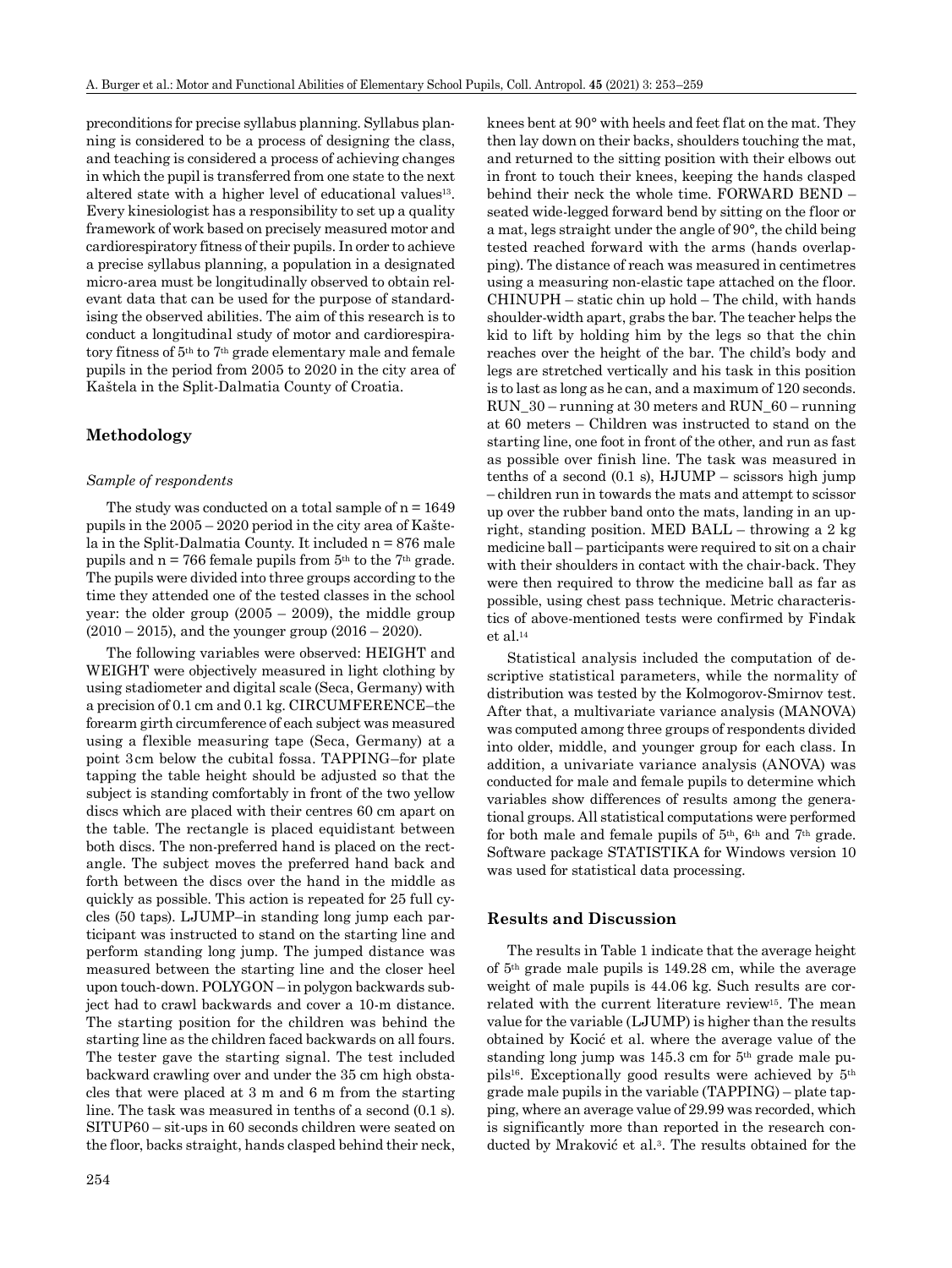preconditions for precise syllabus planning. Syllabus planning is considered to be a process of designing the class, and teaching is considered a process of achieving changes in which the pupil is transferred from one state to the next altered state with a higher level of educational values[13]. Every kinesiologist has a responsibility to set up a quality framework of work based on precisely measured motor and cardiorespiratory fitness of their pupils. In order to achieve a precise syllabus planning, a population in a designated micro-area must be longitudinally observed to obtain relevant data that can be used for the purpose of standardising the observed abilities. The aim of this research is to conduct a longitudinal study of motor and cardiorespiratory fitness of 5th to 7th grade elementary male and female pupils in the period from 2005 to 2020 in the city area of Kaštela in the Split-Dalmatia County of Croatia.

## Methodology

### *Sample of respondents*

The study was conducted on a total sample of n = 1649 pupils in the 2005 – 2020 period in the city area of Kaštela in the Split-Dalmatia County. It included n = 876 male pupils and n = 766 female pupils from 5th to the 7th grade. The pupils were divided into three groups according to the time they attended one of the tested classes in the school year: the older group (2005 – 2009), the middle group (2010 – 2015), and the younger group (2016 – 2020).

The following variables were observed: HEIGHT and WEIGHT were objectively measured in light clothing by using stadiometer and digital scale (Seca, Germany) with a precision of 0.1 cm and 0.1 kg. CIRCUMFERENCE–the forearm girth circumference of each subject was measured using a flexible measuring tape (Seca, Germany) at a point 3 cm below the cubital fossa. TAPPING–for plate tapping the table height should be adjusted so that the subject is standing comfortably in front of the two yellow discs which are placed with their centres 60 cm apart on the table. The rectangle is placed equidistant between both discs. The non-preferred hand is placed on the rectangle. The subject moves the preferred hand back and forth between the discs over the hand in the middle as quickly as possible. This action is repeated for 25 full cycles (50 taps). LJUMP–in standing long jump each participant was instructed to stand on the starting line and perform standing long jump. The jumped distance was measured between the starting line and the closer heel upon touch-down. POLYGON – in polygon backwards subject had to crawl backwards and cover a 10-m distance. The starting position for the children was behind the starting line as the children faced backwards on all fours. The tester gave the starting signal. The test included backward crawling over and under the 35 cm high obstacles that were placed at 3 m and 6 m from the starting line. The task was measured in tenths of a second (0.1 s). SITUP60 – sit-ups in 60 seconds children were seated on the floor, backs straight, hands clasped behind their neck, knees bent at 90° with heels and feet flat on the mat. They then lay down on their backs, shoulders touching the mat, and returned to the sitting position with their elbows out in front to touch their knees, keeping the hands clasped behind their neck the whole time. FORWARD BEND – seated wide-legged forward bend by sitting on the floor or a mat, legs straight under the angle of 90°, the child being tested reached forward with the arms (hands overlapping). The distance of reach was measured in centimetres using a measuring non-elastic tape attached on the floor. CHINUPH – static chin up hold – The child, with hands shoulder-width apart, grabs the bar. The teacher helps the kid to lift by holding him by the legs so that the chin reaches over the height of the bar. The child's body and legs are stretched vertically and his task in this position is to last as long as he can, and a maximum of 120 seconds. RUN_30 – running at 30 meters and RUN_60 – running at 60 meters – Children was instructed to stand on the starting line, one foot in front of the other, and run as fast as possible over finish line. The task was measured in tenths of a second (0.1 s), HJUMP – scissors high jump – children run in towards the mats and attempt to scissor up over the rubber band onto the mats, landing in an upright, standing position. MED BALL – throwing a 2 kg medicine ball – participants were required to sit on a chair with their shoulders in contact with the chair-back. They were then required to throw the medicine ball as far as possible, using chest pass technique. Metric characteristics of above-mentioned tests were confirmed by Findak et al.[14]

Statistical analysis included the computation of descriptive statistical parameters, while the normality of distribution was tested by the Kolmogorov-Smirnov test. After that, a multivariate variance analysis (MANOVA) was computed among three groups of respondents divided into older, middle, and younger group for each class. In addition, a univariate variance analysis (ANOVA) was conducted for male and female pupils to determine which variables show differences of results among the generational groups. All statistical computations were performed for both male and female pupils of 5th, 6th and 7th grade. Software package STATISTIKA for Windows version 10 was used for statistical data processing.

## Results and Discussion

The results in Table 1 indicate that the average height of 5th grade male pupils is 149.28 cm, while the average weight of male pupils is 44.06 kg. Such results are correlated with the current literature review[15]. The mean value for the variable (LJUMP) is higher than the results obtained by Kocić et al. where the average value of the standing long jump was 145.3 cm for 5th grade male pupils[16]. Exceptionally good results were achieved by 5th grade male pupils in the variable (TAPPING) – plate tapping, where an average value of 29.99 was recorded, which is significantly more than reported in the research conducted by Mraković et al.[3]. The results obtained for the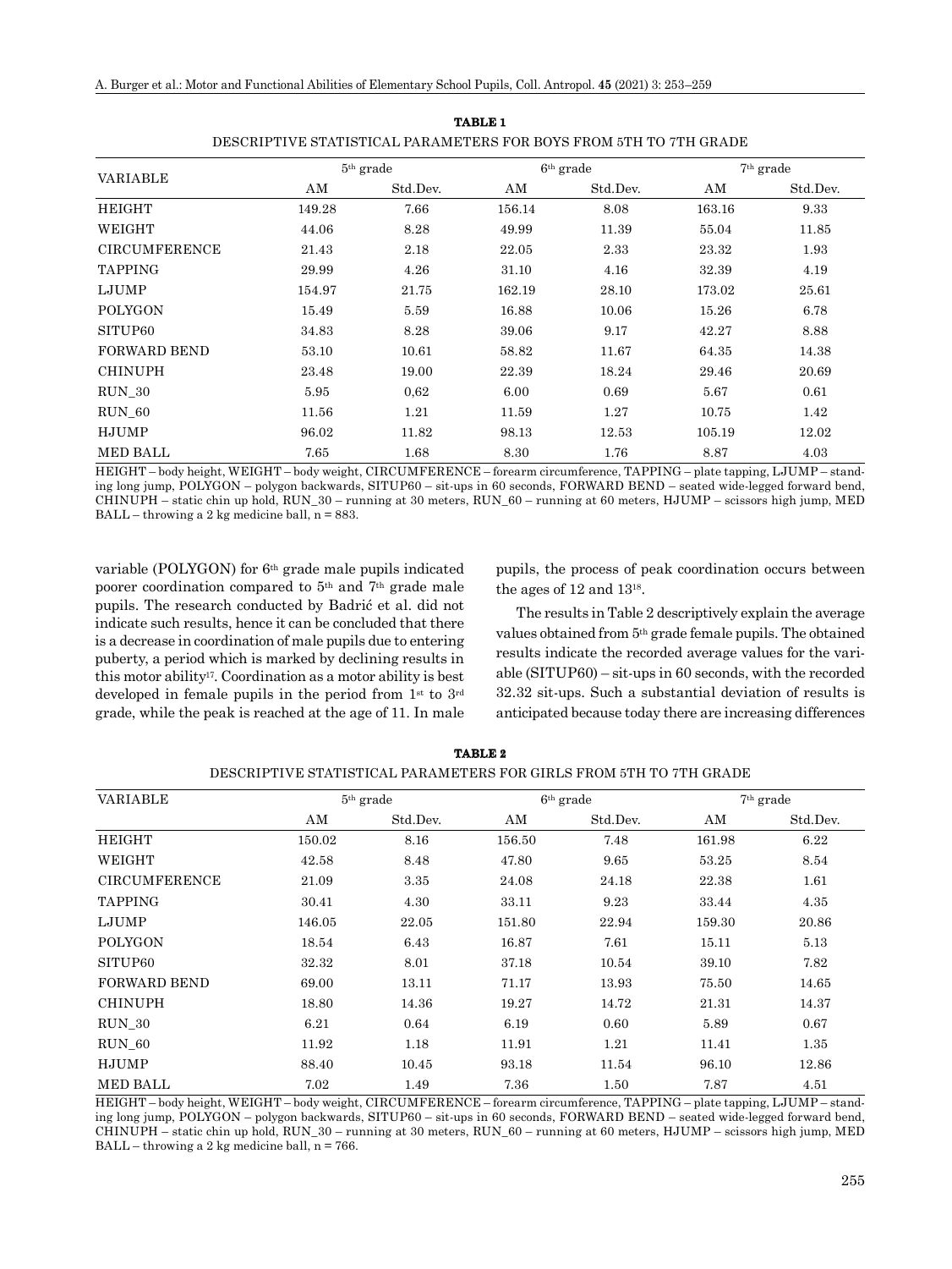**TABLE 1**

DESCRIPTIVE STATISTICAL PARAMETERS FOR BOYS FROM 5TH TO 7TH GRADE

| VARIABLE | 5th grade | | 6th grade | | 7th grade | |
|---|---|---|---|---|---|---|
| | AM | Std.Dev. | AM | Std.Dev. | AM | Std.Dev. |
| HEIGHT | 149.28 | 7.66 | 156.14 | 8.08 | 163.16 | 9.33 |
| WEIGHT | 44.06 | 8.28 | 49.99 | 11.39 | 55.04 | 11.85 |
| CIRCUMFERENCE | 21.43 | 2.18 | 22.05 | 2.33 | 23.32 | 1.93 |
| TAPPING | 29.99 | 4.26 | 31.10 | 4.16 | 32.39 | 4.19 |
| LJUMP | 154.97 | 21.75 | 162.19 | 28.10 | 173.02 | 25.61 |
| POLYGON | 15.49 | 5.59 | 16.88 | 10.06 | 15.26 | 6.78 |
| SITUP60 | 34.83 | 8.28 | 39.06 | 9.17 | 42.27 | 8.88 |
| FORWARD BEND | 53.10 | 10.61 | 58.82 | 11.67 | 64.35 | 14.38 |
| CHINUPH | 23.48 | 19.00 | 22.39 | 18.24 | 29.46 | 20.69 |
| RUN_30 | 5.95 | 0,62 | 6.00 | 0.69 | 5.67 | 0.61 |
| RUN_60 | 11.56 | 1.21 | 11.59 | 1.27 | 10.75 | 1.42 |
| HJUMP | 96.02 | 11.82 | 98.13 | 12.53 | 105.19 | 12.02 |
| MED BALL | 7.65 | 1.68 | 8.30 | 1.76 | 8.87 | 4.03 |

HEIGHT – body height, WEIGHT – body weight, CIRCUMFERENCE – forearm circumference, TAPPING – plate tapping, LJUMP – standing long jump, POLYGON – polygon backwards, SITUP60 – sit-ups in 60 seconds, FORWARD BEND – seated wide-legged forward bend, CHINUPH – static chin up hold, RUN_30 – running at 30 meters, RUN_60 – running at 60 meters, HJUMP – scissors high jump, MED BALL – throwing a 2 kg medicine ball, n = 883.

variable (POLYGON) for 6th grade male pupils indicated poorer coordination compared to 5th and 7th grade male pupils. The research conducted by Badrić et al. did not indicate such results, hence it can be concluded that there is a decrease in coordination of male pupils due to entering puberty, a period which is marked by declining results in this motor ability[17]. Coordination as a motor ability is best developed in female pupils in the period from 1st to 3rd grade, while the peak is reached at the age of 11. In male pupils, the process of peak coordination occurs between the ages of 12 and 13[18].

The results in Table 2 descriptively explain the average values obtained from 5th grade female pupils. The obtained results indicate the recorded average values for the variable (SITUP60) – sit-ups in 60 seconds, with the recorded 32.32 sit-ups. Such a substantial deviation of results is anticipated because today there are increasing differences

**TABLE 2**

DESCRIPTIVE STATISTICAL PARAMETERS FOR GIRLS FROM 5TH TO 7TH GRADE

| VARIABLE | 5th grade | | 6th grade | | 7th grade | |
|---|---|---|---|---|---|---|
| | AM | Std.Dev. | AM | Std.Dev. | AM | Std.Dev. |
| HEIGHT | 150.02 | 8.16 | 156.50 | 7.48 | 161.98 | 6.22 |
| WEIGHT | 42.58 | 8.48 | 47.80 | 9.65 | 53.25 | 8.54 |
| CIRCUMFERENCE | 21.09 | 3.35 | 24.08 | 24.18 | 22.38 | 1.61 |
| TAPPING | 30.41 | 4.30 | 33.11 | 9.23 | 33.44 | 4.35 |
| LJUMP | 146.05 | 22.05 | 151.80 | 22.94 | 159.30 | 20.86 |
| POLYGON | 18.54 | 6.43 | 16.87 | 7.61 | 15.11 | 5.13 |
| SITUP60 | 32.32 | 8.01 | 37.18 | 10.54 | 39.10 | 7.82 |
| FORWARD BEND | 69.00 | 13.11 | 71.17 | 13.93 | 75.50 | 14.65 |
| CHINUPH | 18.80 | 14.36 | 19.27 | 14.72 | 21.31 | 14.37 |
| RUN_30 | 6.21 | 0.64 | 6.19 | 0.60 | 5.89 | 0.67 |
| RUN_60 | 11.92 | 1.18 | 11.91 | 1.21 | 11.41 | 1.35 |
| HJUMP | 88.40 | 10.45 | 93.18 | 11.54 | 96.10 | 12.86 |
| MED BALL | 7.02 | 1.49 | 7.36 | 1.50 | 7.87 | 4.51 |

HEIGHT – body height, WEIGHT – body weight, CIRCUMFERENCE – forearm circumference, TAPPING – plate tapping, LJUMP – standing long jump, POLYGON – polygon backwards, SITUP60 – sit-ups in 60 seconds, FORWARD BEND – seated wide-legged forward bend, CHINUPH – static chin up hold, RUN_30 – running at 30 meters, RUN_60 – running at 60 meters, HJUMP – scissors high jump, MED BALL – throwing a 2 kg medicine ball, n = 766.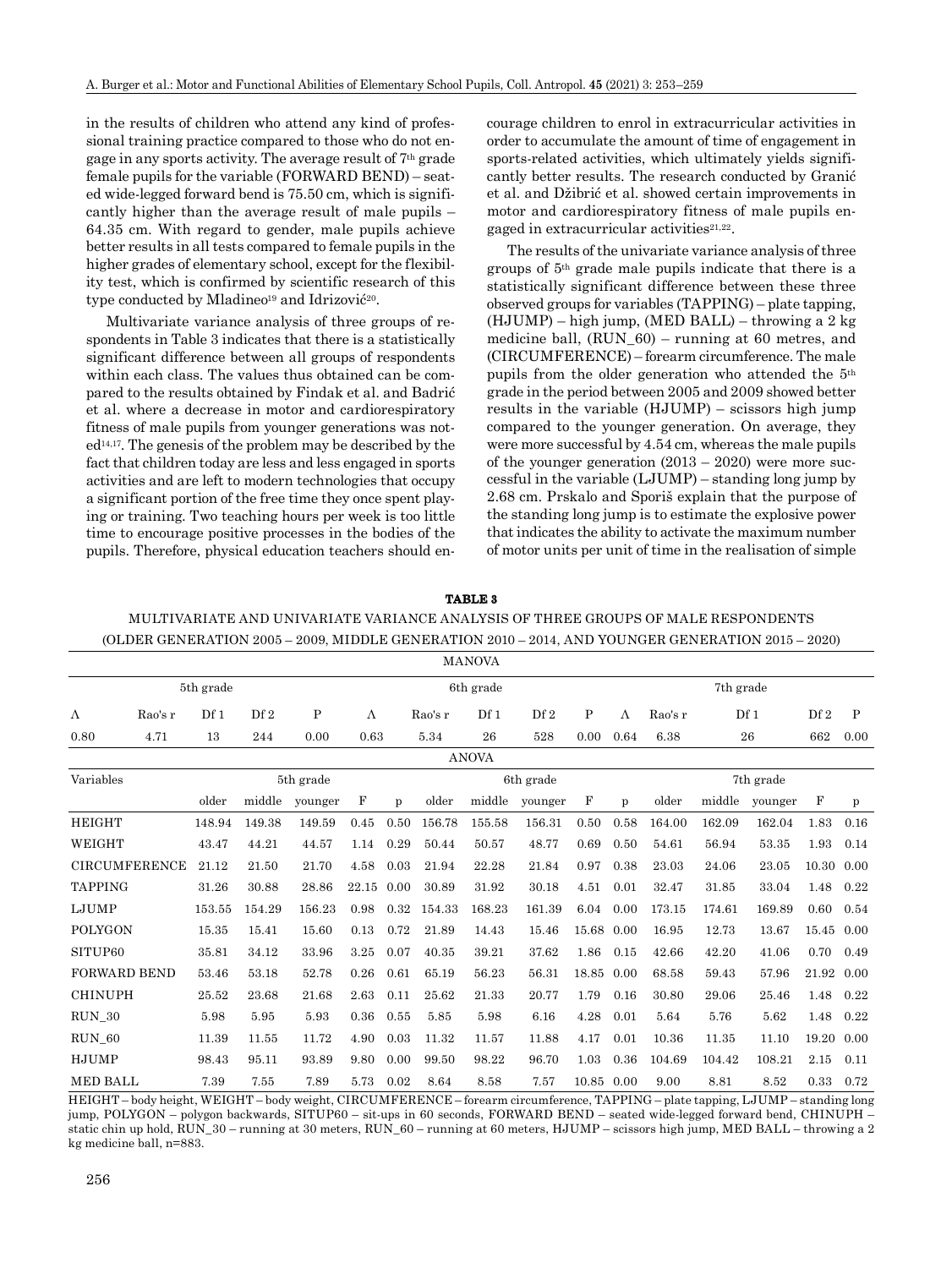in the results of children who attend any kind of professional training practice compared to those who do not engage in any sports activity. The average result of 7th grade female pupils for the variable (FORWARD BEND) – seated wide-legged forward bend is 75.50 cm, which is significantly higher than the average result of male pupils – 64.35 cm. With regard to gender, male pupils achieve better results in all tests compared to female pupils in the higher grades of elementary school, except for the flexibility test, which is confirmed by scientific research of this type conducted by Mladineo[19] and Idrizović[20].

Multivariate variance analysis of three groups of respondents in Table 3 indicates that there is a statistically significant difference between all groups of respondents within each class. The values thus obtained can be compared to the results obtained by Findak et al. and Badrić et al. where a decrease in motor and cardiorespiratory fitness of male pupils from younger generations was noted[14,17]. The genesis of the problem may be described by the fact that children today are less and less engaged in sports activities and are left to modern technologies that occupy a significant portion of the free time they once spent playing or training. Two teaching hours per week is too little time to encourage positive processes in the bodies of the pupils. Therefore, physical education teachers should encourage children to enrol in extracurricular activities in order to accumulate the amount of time of engagement in sports-related activities, which ultimately yields significantly better results. The research conducted by Granić et al. and Džibrić et al. showed certain improvements in motor and cardiorespiratory fitness of male pupils engaged in extracurricular activities[21,22].

The results of the univariate variance analysis of three groups of 5th grade male pupils indicate that there is a statistically significant difference between these three observed groups for variables (TAPPING) – plate tapping, (HJUMP) – high jump, (MED BALL) – throwing a 2 kg medicine ball, (RUN_60) – running at 60 metres, and (CIRCUMFERENCE) – forearm circumference. The male pupils from the older generation who attended the 5th grade in the period between 2005 and 2009 showed better results in the variable (HJUMP) – scissors high jump compared to the younger generation. On average, they were more successful by 4.54 cm, whereas the male pupils of the younger generation (2013 – 2020) were more successful in the variable (LJUMP) – standing long jump by 2.68 cm. Prskalo and Sporiš explain that the purpose of the standing long jump is to estimate the explosive power that indicates the ability to activate the maximum number of motor units per unit of time in the realisation of simple

**TABLE 3**

MULTIVARIATE AND UNIVARIATE VARIANCE ANALYSIS OF THREE GROUPS OF MALE RESPONDENTS (OLDER GENERATION 2005 – 2009, MIDDLE GENERATION 2010 – 2014, AND YOUNGER GENERATION 2015 – 2020)

MANOVA

| 5th grade | | | | | 6th grade | | | | | 7th grade | | | | |
|---|---|---|---|---|---|---|---|---|---|---|---|---|---|---|
| Λ | Rao's r | Df 1 | Df 2 | P | Λ | Rao's r | Df 1 | Df 2 | P | Λ | Rao's r | Df 1 | Df 2 | P |
| 0.80 | 4.71 | 13 | 244 | 0.00 | 0.63 | 5.34 | 26 | 528 | 0.00 | 0.64 | 6.38 | 26 | 662 | 0.00 |

ANOVA

| Variables | 5th grade | | | | | 6th grade | | | | | 7th grade | | | | |
|---|---|---|---|---|---|---|---|---|---|---|---|---|---|---|---|
| | older | middle | younger | F | p | older | middle | younger | F | p | older | middle | younger | F | p |
| HEIGHT | 148.94 | 149.38 | 149.59 | 0.45 | 0.50 | 156.78 | 155.58 | 156.31 | 0.50 | 0.58 | 164.00 | 162.09 | 162.04 | 1.83 | 0.16 |
| WEIGHT | 43.47 | 44.21 | 44.57 | 1.14 | 0.29 | 50.44 | 50.57 | 48.77 | 0.69 | 0.50 | 54.61 | 56.94 | 53.35 | 1.93 | 0.14 |
| CIRCUMFERENCE | 21.12 | 21.50 | 21.70 | 4.58 | 0.03 | 21.94 | 22.28 | 21.84 | 0.97 | 0.38 | 23.03 | 24.06 | 23.05 | 10.30 | 0.00 |
| TAPPING | 31.26 | 30.88 | 28.86 | 22.15 | 0.00 | 30.89 | 31.92 | 30.18 | 4.51 | 0.01 | 32.47 | 31.85 | 33.04 | 1.48 | 0.22 |
| LJUMP | 153.55 | 154.29 | 156.23 | 0.98 | 0.32 | 154.33 | 168.23 | 161.39 | 6.04 | 0.00 | 173.15 | 174.61 | 169.89 | 0.60 | 0.54 |
| POLYGON | 15.35 | 15.41 | 15.60 | 0.13 | 0.72 | 21.89 | 14.43 | 15.46 | 15.68 | 0.00 | 16.95 | 12.73 | 13.67 | 15.45 | 0.00 |
| SITUP60 | 35.81 | 34.12 | 33.96 | 3.25 | 0.07 | 40.35 | 39.21 | 37.62 | 1.86 | 0.15 | 42.66 | 42.20 | 41.06 | 0.70 | 0.49 |
| FORWARD BEND | 53.46 | 53.18 | 52.78 | 0.26 | 0.61 | 65.19 | 56.23 | 56.31 | 18.85 | 0.00 | 68.58 | 59.43 | 57.96 | 21.92 | 0.00 |
| CHINUPH | 25.52 | 23.68 | 21.68 | 2.63 | 0.11 | 25.62 | 21.33 | 20.77 | 1.79 | 0.16 | 30.80 | 29.06 | 25.46 | 1.48 | 0.22 |
| RUN_30 | 5.98 | 5.95 | 5.93 | 0.36 | 0.55 | 5.85 | 5.98 | 6.16 | 4.28 | 0.01 | 5.64 | 5.76 | 5.62 | 1.48 | 0.22 |
| RUN_60 | 11.39 | 11.55 | 11.72 | 4.90 | 0.03 | 11.32 | 11.57 | 11.88 | 4.17 | 0.01 | 10.36 | 11.35 | 11.10 | 19.20 | 0.00 |
| HJUMP | 98.43 | 95.11 | 93.89 | 9.80 | 0.00 | 99.50 | 98.22 | 96.70 | 1.03 | 0.36 | 104.69 | 104.42 | 108.21 | 2.15 | 0.11 |
| MED BALL | 7.39 | 7.55 | 7.89 | 5.73 | 0.02 | 8.64 | 8.58 | 7.57 | 10.85 | 0.00 | 9.00 | 8.81 | 8.52 | 0.33 | 0.72 |

HEIGHT – body height, WEIGHT – body weight, CIRCUMFERENCE – forearm circumference, TAPPING – plate tapping, LJUMP – standing long jump, POLYGON – polygon backwards, SITUP60 – sit-ups in 60 seconds, FORWARD BEND – seated wide-legged forward bend, CHINUPH – static chin up hold, RUN_30 – running at 30 meters, RUN_60 – running at 60 meters, HJUMP – scissors high jump, MED BALL – throwing a 2 kg medicine ball, n=883.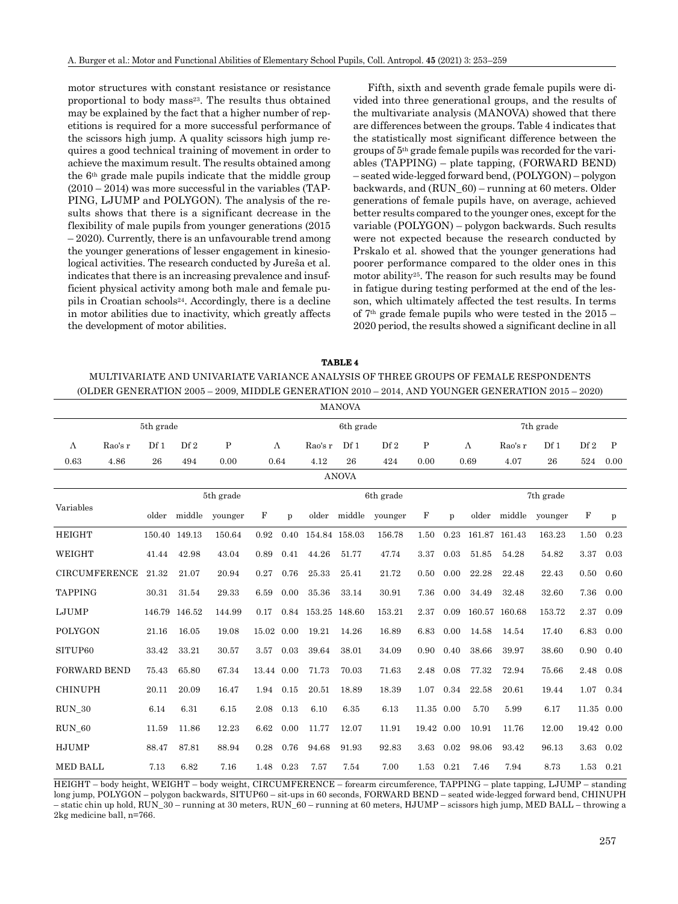motor structures with constant resistance or resistance proportional to body mass[23]. The results thus obtained may be explained by the fact that a higher number of repetitions is required for a more successful performance of the scissors high jump. A quality scissors high jump requires a good technical training of movement in order to achieve the maximum result. The results obtained among the 6th grade male pupils indicate that the middle group (2010 – 2014) was more successful in the variables (TAPPING, LJUMP and POLYGON). The analysis of the results shows that there is a significant decrease in the flexibility of male pupils from younger generations (2015 – 2020). Currently, there is an unfavourable trend among the younger generations of lesser engagement in kinesiological activities. The research conducted by Jureša et al. indicates that there is an increasing prevalence and insufficient physical activity among both male and female pupils in Croatian schools[24]. Accordingly, there is a decline in motor abilities due to inactivity, which greatly affects the development of motor abilities.

Fifth, sixth and seventh grade female pupils were divided into three generational groups, and the results of the multivariate analysis (MANOVA) showed that there are differences between the groups. Table 4 indicates that the statistically most significant difference between the groups of 5th grade female pupils was recorded for the variables (TAPPING) – plate tapping, (FORWARD BEND) – seated wide-legged forward bend, (POLYGON) – polygon backwards, and (RUN_60) – running at 60 meters. Older generations of female pupils have, on average, achieved better results compared to the younger ones, except for the variable (POLYGON) – polygon backwards. Such results were not expected because the research conducted by Prskalo et al. showed that the younger generations had poorer performance compared to the older ones in this motor ability[25]. The reason for such results may be found in fatigue during testing performed at the end of the lesson, which ultimately affected the test results. In terms of 7th grade female pupils who were tested in the 2015 – 2020 period, the results showed a significant decline in all

**TABLE 4**

MULTIVARIATE AND UNIVARIATE VARIANCE ANALYSIS OF THREE GROUPS OF FEMALE RESPONDENTS (OLDER GENERATION 2005 – 2009, MIDDLE GENERATION 2010 – 2014, AND YOUNGER GENERATION 2015 – 2020)

MANOVA

| 5th grade | | | | | 6th grade | | | | | 7th grade | | | | |
|---|---|---|---|---|---|---|---|---|---|---|---|---|---|---|
| Λ | Rao's r | Df 1 | Df 2 | P | Λ | Rao's r | Df 1 | Df 2 | P | Λ | Rao's r | Df 1 | Df 2 | P |
| 0.63 | 4.86 | 26 | 494 | 0.00 | 0.64 | 4.12 | 26 | 424 | 0.00 | 0.69 | 4.07 | 26 | 524 | 0.00 |

ANOVA

| Variables | 5th grade | | | | | 6th grade | | | | | 7th grade | | | | |
|---|---|---|---|---|---|---|---|---|---|---|---|---|---|---|---|
| | older | middle | younger | F | p | older | middle | younger | F | p | older | middle | younger | F | p |
| HEIGHT | 150.40 | 149.13 | 150.64 | 0.92 | 0.40 | 154.84 | 158.03 | 156.78 | 1.50 | 0.23 | 161.87 | 161.43 | 163.23 | 1.50 | 0.23 |
| WEIGHT | 41.44 | 42.98 | 43.04 | 0.89 | 0.41 | 44.26 | 51.77 | 47.74 | 3.37 | 0.03 | 51.85 | 54.28 | 54.82 | 3.37 | 0.03 |
| CIRCUMFERENCE | 21.32 | 21.07 | 20.94 | 0.27 | 0.76 | 25.33 | 25.41 | 21.72 | 0.50 | 0.00 | 22.28 | 22.48 | 22.43 | 0.50 | 0.60 |
| TAPPING | 30.31 | 31.54 | 29.33 | 6.59 | 0.00 | 35.36 | 33.14 | 30.91 | 7.36 | 0.00 | 34.49 | 32.48 | 32.60 | 7.36 | 0.00 |
| LJUMP | 146.79 | 146.52 | 144.99 | 0.17 | 0.84 | 153.25 | 148.60 | 153.21 | 2.37 | 0.09 | 160.57 | 160.68 | 153.72 | 2.37 | 0.09 |
| POLYGON | 21.16 | 16.05 | 19.08 | 15.02 | 0.00 | 19.21 | 14.26 | 16.89 | 6.83 | 0.00 | 14.58 | 14.54 | 17.40 | 6.83 | 0.00 |
| SITUP60 | 33.42 | 33.21 | 30.57 | 3.57 | 0.03 | 39.64 | 38.01 | 34.09 | 0.90 | 0.40 | 38.66 | 39.97 | 38.60 | 0.90 | 0.40 |
| FORWARD BEND | 75.43 | 65.80 | 67.34 | 13.44 | 0.00 | 71.73 | 70.03 | 71.63 | 2.48 | 0.08 | 77.32 | 72.94 | 75.66 | 2.48 | 0.08 |
| CHINUPH | 20.11 | 20.09 | 16.47 | 1.94 | 0.15 | 20.51 | 18.89 | 18.39 | 1.07 | 0.34 | 22.58 | 20.61 | 19.44 | 1.07 | 0.34 |
| RUN_30 | 6.14 | 6.31 | 6.15 | 2.08 | 0.13 | 6.10 | 6.35 | 6.13 | 11.35 | 0.00 | 5.70 | 5.99 | 6.17 | 11.35 | 0.00 |
| RUN_60 | 11.59 | 11.86 | 12.23 | 6.62 | 0.00 | 11.77 | 12.07 | 11.91 | 19.42 | 0.00 | 10.91 | 11.76 | 12.00 | 19.42 | 0.00 |
| HJUMP | 88.47 | 87.81 | 88.94 | 0.28 | 0.76 | 94.68 | 91.93 | 92.83 | 3.63 | 0.02 | 98.06 | 93.42 | 96.13 | 3.63 | 0.02 |
| MED BALL | 7.13 | 6.82 | 7.16 | 1.48 | 0.23 | 7.57 | 7.54 | 7.00 | 1.53 | 0.21 | 7.46 | 7.94 | 8.73 | 1.53 | 0.21 |

HEIGHT – body height, WEIGHT – body weight, CIRCUMFERENCE – forearm circumference, TAPPING – plate tapping, LJUMP – standing long jump, POLYGON – polygon backwards, SITUP60 – sit-ups in 60 seconds, FORWARD BEND – seated wide-legged forward bend, CHINUPH – static chin up hold, RUN_30 – running at 30 meters, RUN_60 – running at 60 meters, HJUMP – scissors high jump, MED BALL – throwing a 2kg medicine ball, n=766.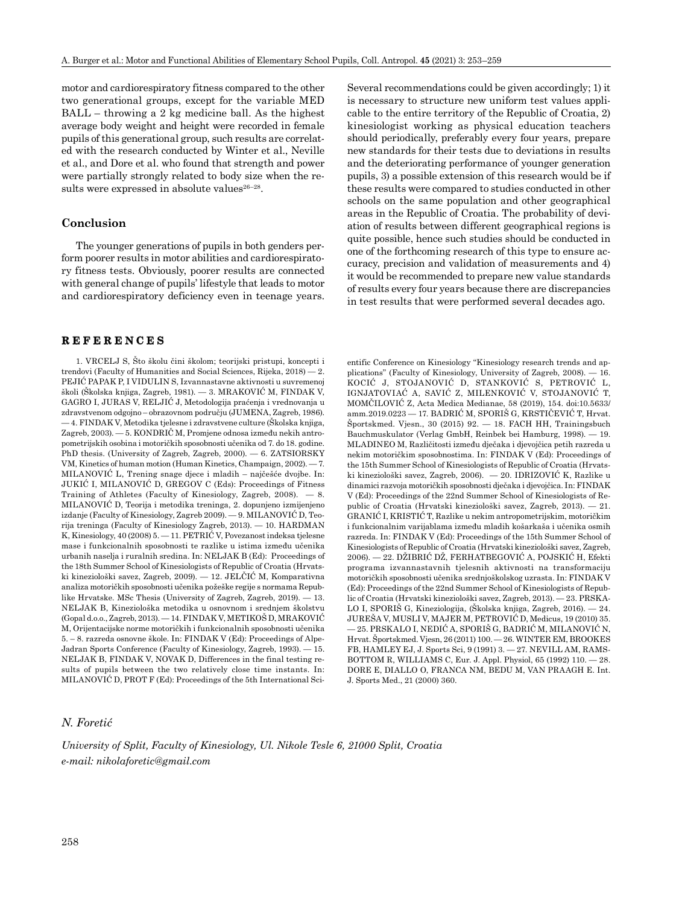motor and cardiorespiratory fitness compared to the other two generational groups, except for the variable MED BALL – throwing a 2 kg medicine ball. As the highest average body weight and height were recorded in female pupils of this generational group, such results are correlated with the research conducted by Winter et al., Neville et al., and Dore et al. who found that strength and power were partially strongly related to body size when the results were expressed in absolute values[26–28].

## Conclusion

The younger generations of pupils in both genders perform poorer results in motor abilities and cardiorespiratory fitness tests. Obviously, poorer results are connected with general change of pupils' lifestyle that leads to motor and cardiorespiratory deficiency even in teenage years. Several recommendations could be given accordingly; 1) it is necessary to structure new uniform test values applicable to the entire territory of the Republic of Croatia, 2) kinesiologist working as physical education teachers should periodically, preferably every four years, prepare new standards for their tests due to deviations in results and the deteriorating performance of younger generation pupils, 3) a possible extension of this research would be if these results were compared to studies conducted in other schools on the same population and other geographical areas in the Republic of Croatia. The probability of deviation of results between different geographical regions is quite possible, hence such studies should be conducted in one of the forthcoming research of this type to ensure accuracy, precision and validation of measurements and 4) it would be recommended to prepare new value standards of results every four years because there are discrepancies in test results that were performed several decades ago.

## REFERENCES

1. VRCELJ S, Što školu čini školom; teorijski pristupi, koncepti i trendovi (Faculty of Humanities and Social Sciences, Rijeka, 2018) — 2. PEJIĆ PAPAK P, I VIDULIN S, Izvannastavne aktivnosti u suvremenoj školi (Školska knjiga, Zagreb, 1981). — 3. MRAKOVIĆ M, FINDAK V, GAGRO I, JURAS V, RELJIĆ J, Metodologija praćenja i vrednovanja u zdravstvenom odgojno – obrazovnom području (JUMENA, Zagreb, 1986). — 4. FINDAK V, Metodika tjelesne i zdravstvene culture (Školska knjiga, Zagreb, 2003). — 5. KONDRIČ M, Promjene odnosa između nekih antropometrijskih osobina i motoričkih sposobnosti učenika od 7. do 18. godine. PhD thesis. (University of Zagreb, Zagreb, 2000). — 6. ZATSIORSKY VM, Kinetics of human motion (Human Kinetics, Champaign, 2002). — 7. MILANOVIĆ L, Trening snage djece i mladih – najčešće dvojbe. In: JUKIĆ I, MILANOVIĆ D, GREGOV C (Eds): Proceedings of Fitness Training of Athletes (Faculty of Kinesiology, Zagreb, 2008). — 8. MILANOVIĆ D, Teorija i metodika treninga, 2. dopunjeno izmijenjeno izdanje (Faculty of Kinesiology, Zagreb 2009). — 9. MILANOVIĆ D, Teorija treninga (Faculty of Kinesiology Zagreb, 2013). — 10. HARDMAN K, Kinesiology, 40 (2008) 5. — 11. PETRIĆ V, Povezanost indeksa tjelesne mase i funkcionalnih sposobnosti te razlike u istima između učenika urbanih naselja i ruralnih sredina. In: NELJAK B (Ed): Proceedings of the 18th Summer School of Kinesiologists of Republic of Croatia (Hrvatski kineziološki savez, Zagreb, 2009). — 12. JELČIĆ M, Komparativna analiza motoričkih sposobnosti učenika požeške regije s normama Republike Hrvatske. MSc Thesis (University of Zagreb, Zagreb, 2019). — 13. NELJAK B, Kineziološka metodika u osnovnom i srednjem školstvu (Gopal d.o.o., Zagreb, 2013). — 14. FINDAK V, METIKOŠ D, MRAKOVIĆ M, Orijentacijske norme motoričkih i funkcionalnih sposobnosti učenika 5. – 8. razreda osnovne škole. In: FINDAK V (Ed): Proceedings of Alpe-Jadran Sports Conference (Faculty of Kinesiology, Zagreb, 1993). — 15. NELJAK B, FINDAK V, NOVAK D, Differences in the final testing results of pupils between the two relatively close time instants. In: MILANOVIĆ D, PROT F (Ed): Proceedings of the 5th International Scientific Conference on Kinesiology "Kinesiology research trends and applications" (Faculty of Kinesiology, University of Zagreb, 2008). — 16. KOCIĆ J, STOJANOVIĆ D, STANKOVIĆ S, PETROVIĆ L, IGNJATOVIAĆ A, SAVIĆ Z, MILENKOVIĆ V, STOJANOVIĆ T, MOMČILOVIĆ Z, Acta Medica Medianae, 58 (2019), 154. doi:10.5633/amm.2019.0223 — 17. BADRIĆ M, SPORIŠ G, KRSTIČEVIĆ T, Hrvat. Športskmed. Vjesn., 30 (2015) 92. — 18. FACH HH, Trainingsbuch Bauchmuskulator (Verlag GmbH, Reinbek bei Hamburg, 1998). — 19. MLADINEO M, Različitosti između dječaka i djevojčica petih razreda u nekim motoričkim sposobnostima. In: FINDAK V (Ed): Proceedings of the 15th Summer School of Kinesiologists of Republic of Croatia (Hrvatski kineziološki savez, Zagreb, 2006). — 20. IDRIZOVIĆ K, Razlike u dinamici razvoja motoričkih sposobnosti dječaka i djevojčica. In: FINDAK V (Ed): Proceedings of the 22nd Summer School of Kinesiologists of Republic of Croatia (Hrvatski kineziološki savez, Zagreb, 2013). — 21. GRANIĆ I, KRISTIĆ T, Razlike u nekim antropometrijskim, motoričkim i funkcionalnim varijablama između mladih košarkaša i učenika osmih razreda. In: FINDAK V (Ed): Proceedings of the 15th Summer School of Kinesiologists of Republic of Croatia (Hrvatski kineziološki savez, Zagreb, 2006). — 22. DŽIBRIĆ DŽ, FERHATBEGOVIĆ A, POJSKIĆ H, Efekti programa izvannastavnih tjelesnih aktivnosti na transformaciju motoričkih sposobnosti učenika srednjoškolskog uzrasta. In: FINDAK V (Ed): Proceedings of the 22nd Summer School of Kinesiologists of Republic of Croatia (Hrvatski kineziološki savez, Zagreb, 2013). — 23. PRSKALO I, SPORIŠ G, Kineziologija, (Školska knjiga, Zagreb, 2016). — 24. JUREŠA V, MUSLI V, MAJER M, PETROVIĆ D, Medicus, 19 (2010) 35. — 25. PRSKALO I, NEDIĆ A, SPORIŠ G, BADRIĆ M, MILANOVIĆ N, Hrvat. Športskmed. Vjesn, 26 (2011) 100. — 26. WINTER EM, BROOKES FB, HAMLEY EJ, J. Sports Sci, 9 (1991) 3. — 27. NEVILL AM, RAMSBOTTOM R, WILLIAMS C, Eur. J. Appl. Physiol, 65 (1992) 110. — 28. DORE E, DIALLO O, FRANCA NM, BEDU M, VAN PRAAGH E. Int. J. Sports Med., 21 (2000) 360.

*N. Foretić*

*University of Split, Faculty of Kinesiology, Ul. Nikole Tesle 6, 21000 Split, Croatia*
*e-mail: nikolaforetic@gmail.com*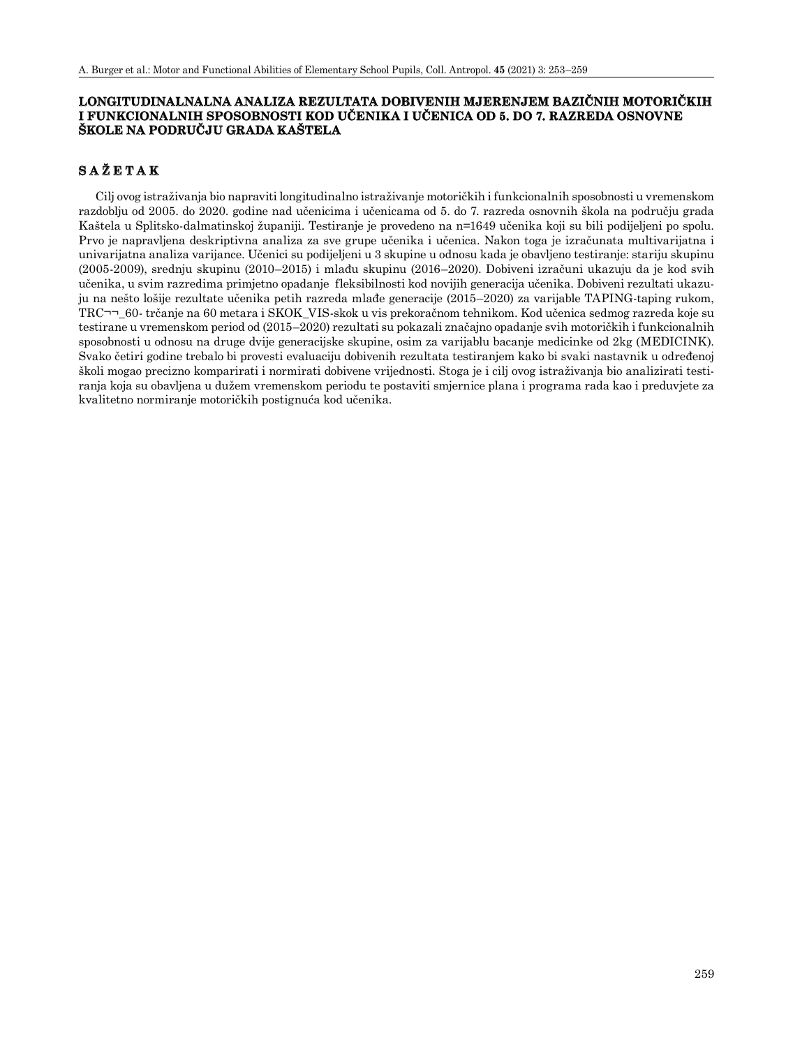# LONGITUDINALNALNA ANALIZA REZULTATA DOBIVENIH MJERENJEM BAZIČNIH MOTORIČKIH I FUNKCIONALNIH SPOSOBNOSTI KOD UČENIKA I UČENICA OD 5. DO 7. RAZREDA OSNOVNE ŠKOLE NA PODRUČJU GRADA KAŠTELA

## S A Ž E T A K

Cilj ovog istraživanja bio napraviti longitudinalno istraživanje motoričkih i funkcionalnih sposobnosti u vremenskom razdoblju od 2005. do 2020. godine nad učenicima i učenicama od 5. do 7. razreda osnovnih škola na području grada Kaštela u Splitsko-dalmatinskoj županiji. Testiranje je provedeno na n=1649 učenika koji su bili podijeljeni po spolu. Prvo je napravljena deskriptivna analiza za sve grupe učenika i učenica. Nakon toga je izračunata multivarijatna i univarijatna analiza varijance. Učenici su podijeljeni u 3 skupine u odnosu kada je obavljeno testiranje: stariju skupinu (2005-2009), srednju skupinu (2010–2015) i mlađu skupinu (2016–2020). Dobiveni izračuni ukazuju da je kod svih učenika, u svim razredima primjetno opadanje fleksibilnosti kod novijih generacija učenika. Dobiveni rezultati ukazuju na nešto lošije rezultate učenika petih razreda mlađe generacije (2015–2020) za varijable TAPING-taping rukom, TRC¬¬_60- trčanje na 60 metara i SKOK_VIS-skok u vis prekoračnom tehnikom. Kod učenica sedmog razreda koje su testirane u vremenskom period od (2015–2020) rezultati su pokazali značajno opadanje svih motoričkih i funkcionalnih sposobnosti u odnosu na druge dvije generacijske skupine, osim za varijablu bacanje medicinke od 2kg (MEDICINK). Svako četiri godine trebalo bi provesti evaluaciju dobivenih rezultata testiranjem kako bi svaki nastavnik u određenoj školi mogao precizno komparirati i normirati dobivene vrijednosti. Stoga je i cilj ovog istraživanja bio analizirati testiranja koja su obavljena u dužem vremenskom periodu te postaviti smjernice plana i programa rada kao i preduvjete za kvalitetno normiranje motoričkih postignuća kod učenika.